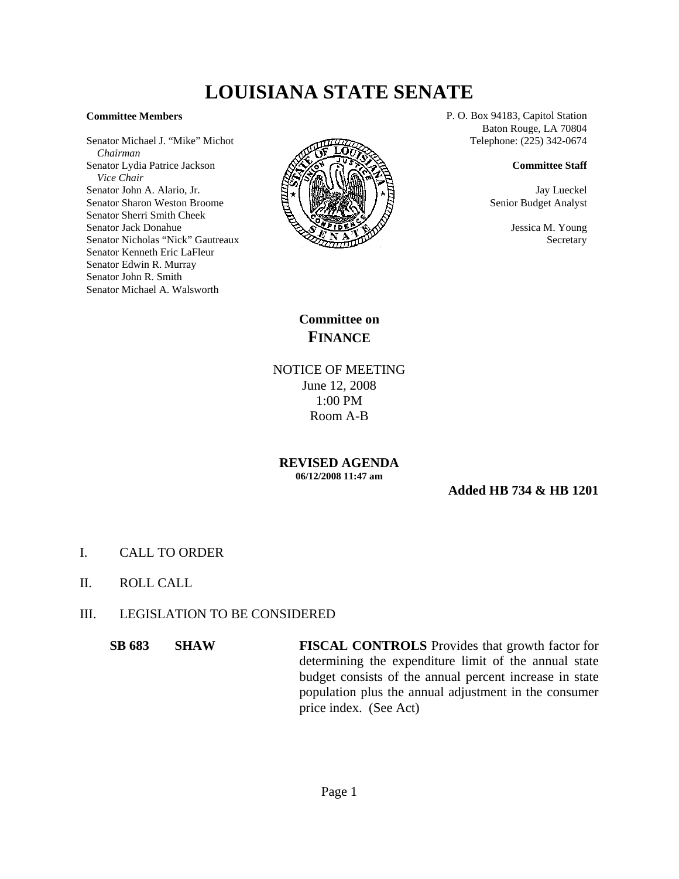# LOUISIANA STATE SENATE

**Committee Members**

Senator Michael J. "Mike" Michot
*Chairman*
Senator Lydia Patrice Jackson
*Vice Chair*
Senator John A. Alario, Jr.
Senator Sharon Weston Broome
Senator Sherri Smith Cheek
Senator Jack Donahue
Senator Nicholas "Nick" Gautreaux
Senator Kenneth Eric LaFleur
Senator Edwin R. Murray
Senator John R. Smith
Senator Michael A. Walsworth

P. O. Box 94183, Capitol Station
Baton Rouge, LA 70804
Telephone: (225) 342-0674

**Committee Staff**

Jay Lueckel
Senior Budget Analyst

Jessica M. Young
Secretary

## Committee on FINANCE

NOTICE OF MEETING
June 12, 2008
1:00 PM
Room A-B

**REVISED AGENDA**
**06/12/2008 11:47 am**

**Added HB 734 & HB 1201**

I. CALL TO ORDER

II. ROLL CALL

III. LEGISLATION TO BE CONSIDERED

**SB 683** **SHAW** **FISCAL CONTROLS** Provides that growth factor for determining the expenditure limit of the annual state budget consists of the annual percent increase in state population plus the annual adjustment in the consumer price index. (See Act)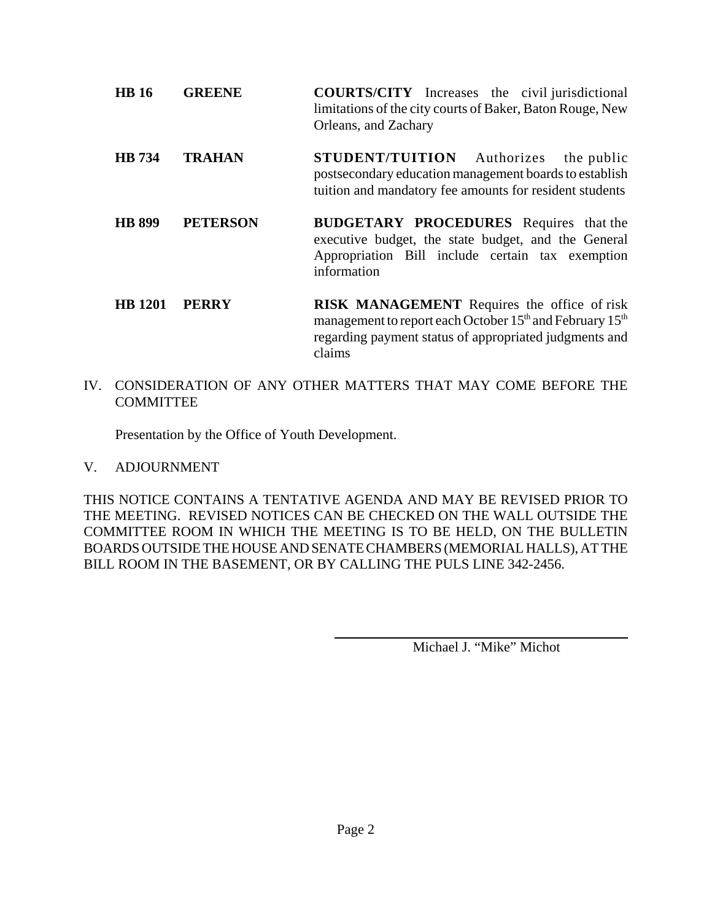| | | |
|---|---|---|
| **HB 16** | **GREENE** | **COURTS/CITY** Increases the civil jurisdictional limitations of the city courts of Baker, Baton Rouge, New Orleans, and Zachary |
| **HB 734** | **TRAHAN** | **STUDENT/TUITION** Authorizes the public postsecondary education management boards to establish tuition and mandatory fee amounts for resident students |
| **HB 899** | **PETERSON** | **BUDGETARY PROCEDURES** Requires that the executive budget, the state budget, and the General Appropriation Bill include certain tax exemption information |
| **HB 1201** | **PERRY** | **RISK MANAGEMENT** Requires the office of risk management to report each October 15th and February 15th regarding payment status of appropriated judgments and claims |

IV. CONSIDERATION OF ANY OTHER MATTERS THAT MAY COME BEFORE THE COMMITTEE

Presentation by the Office of Youth Development.

V. ADJOURNMENT

THIS NOTICE CONTAINS A TENTATIVE AGENDA AND MAY BE REVISED PRIOR TO THE MEETING. REVISED NOTICES CAN BE CHECKED ON THE WALL OUTSIDE THE COMMITTEE ROOM IN WHICH THE MEETING IS TO BE HELD, ON THE BULLETIN BOARDS OUTSIDE THE HOUSE AND SENATE CHAMBERS (MEMORIAL HALLS), AT THE BILL ROOM IN THE BASEMENT, OR BY CALLING THE PULS LINE 342-2456.

Michael J. "Mike" Michot